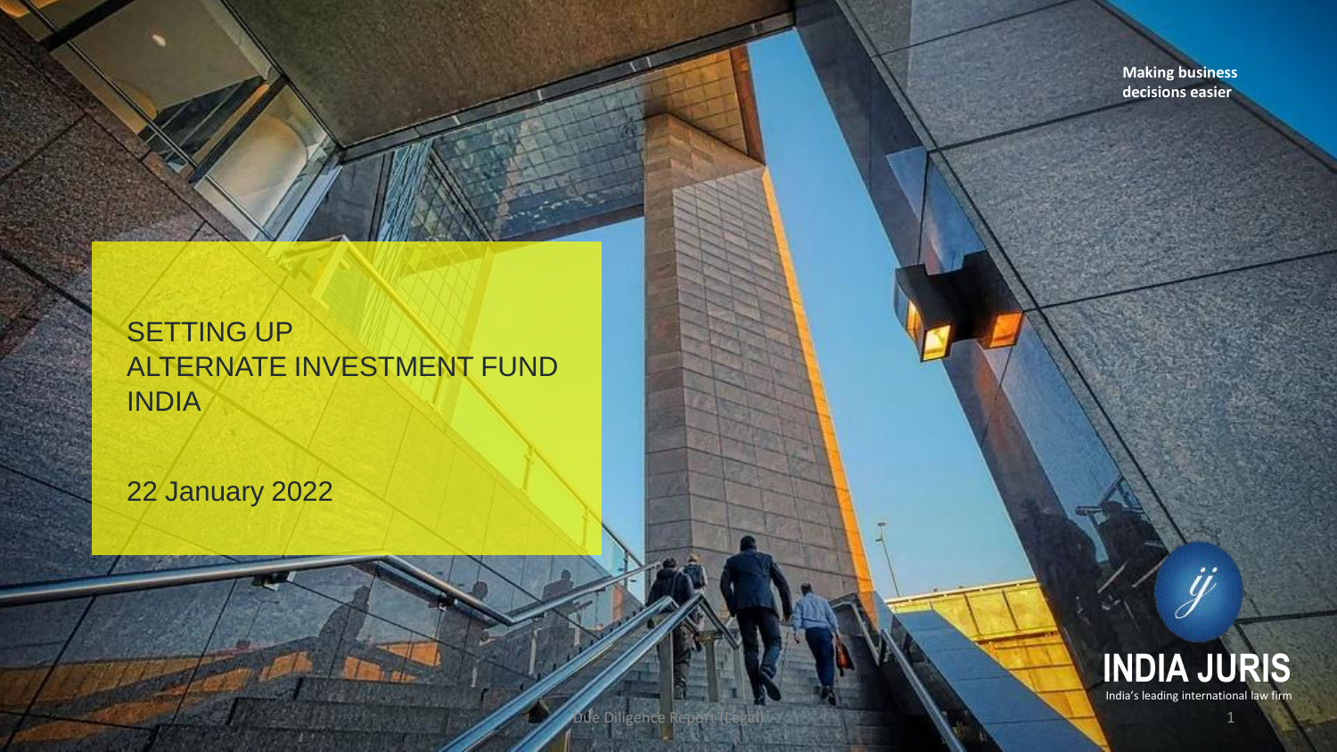Making business decisions easier

# SETTING UP ALTERNATE INVESTMENT FUND INDIA

22 January 2022

Due Diligence Report (Legal)

INDIA JURIS

India's leading international law firm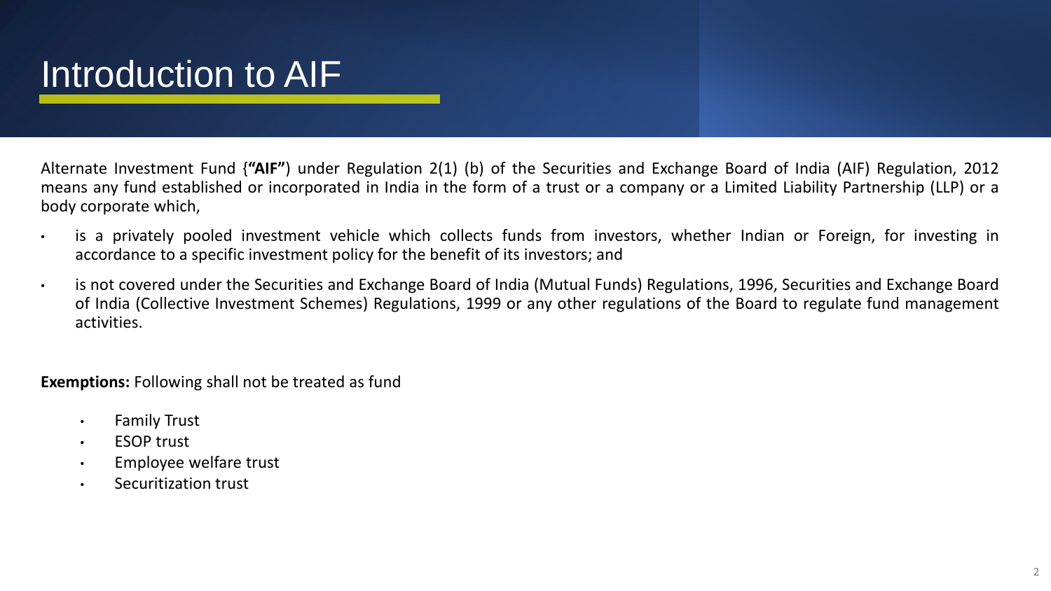# Introduction to AIF

Alternate Investment Fund {**"AIF"**) under Regulation 2(1) (b) of the Securities and Exchange Board of India (AIF) Regulation, 2012 means any fund established or incorporated in India in the form of a trust or a company or a Limited Liability Partnership (LLP) or a body corporate which,

- is a privately pooled investment vehicle which collects funds from investors, whether Indian or Foreign, for investing in accordance to a specific investment policy for the benefit of its investors; and
- is not covered under the Securities and Exchange Board of India (Mutual Funds) Regulations, 1996, Securities and Exchange Board of India (Collective Investment Schemes) Regulations, 1999 or any other regulations of the Board to regulate fund management activities.

**Exemptions:** Following shall not be treated as fund

- Family Trust
- ESOP trust
- Employee welfare trust
- Securitization trust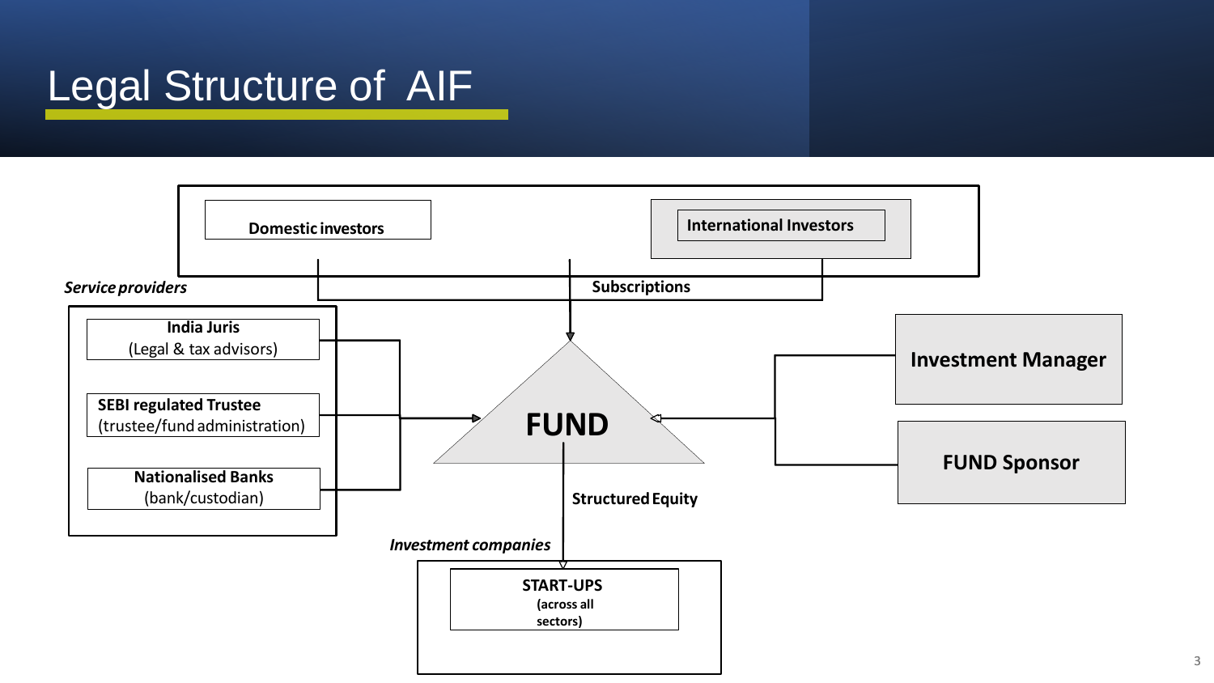# Legal Structure of AIF

Domestic investors

International Investors

Subscriptions

*Service providers*

**India Juris**
(Legal & tax advisors)

**SEBI regulated Trustee**
(trustee/fund administration)

**Nationalised Banks**
(bank/custodian)

**FUND**

**Investment Manager**

**FUND Sponsor**

**Structured Equity**

*Investment companies*

**START-UPS**
**(across all sectors)**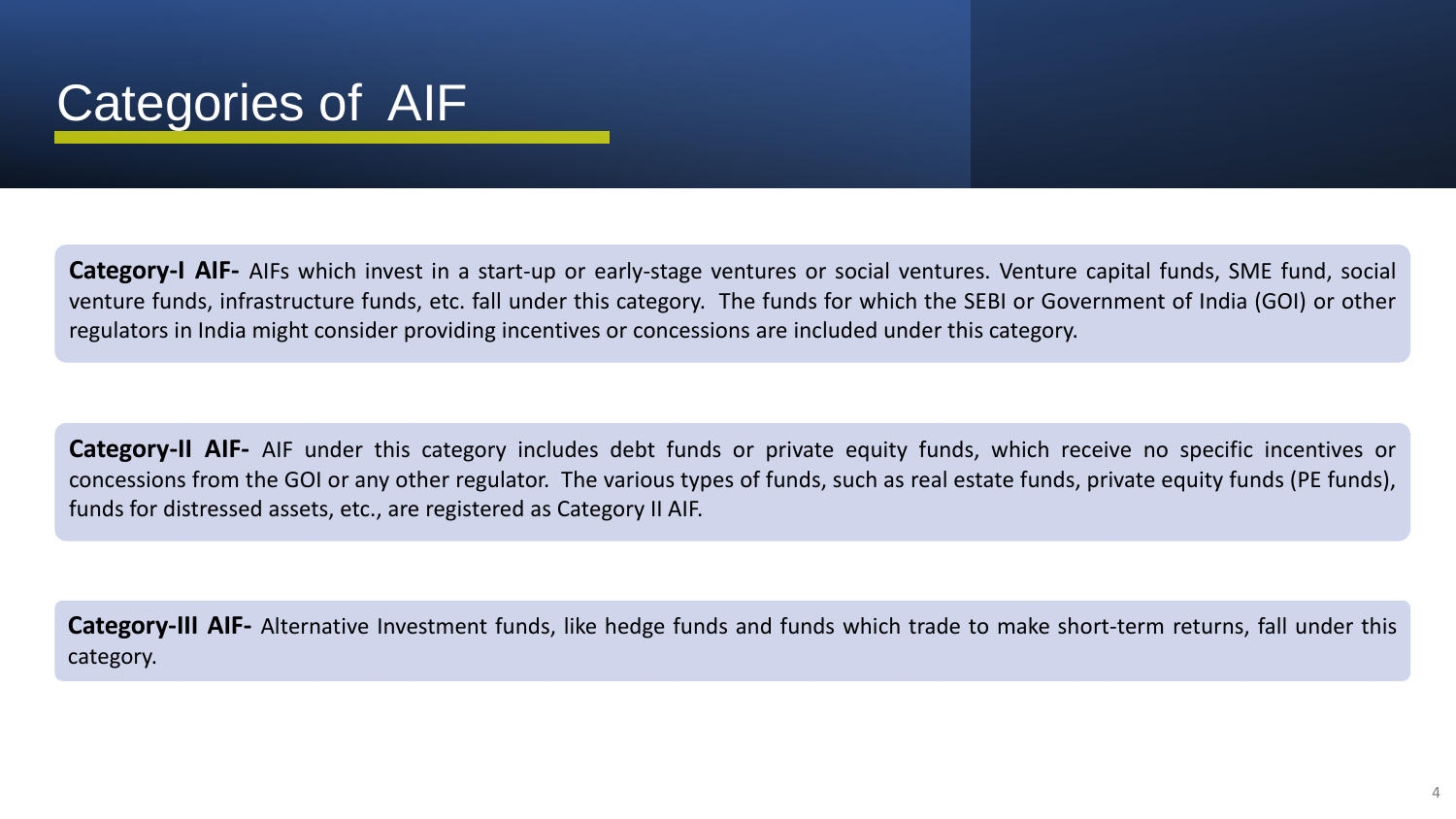# Categories of AIF

**Category-I AIF-** AIFs which invest in a start-up or early-stage ventures or social ventures. Venture capital funds, SME fund, social venture funds, infrastructure funds, etc. fall under this category. The funds for which the SEBI or Government of India (GOI) or other regulators in India might consider providing incentives or concessions are included under this category.

**Category-II AIF-** AIF under this category includes debt funds or private equity funds, which receive no specific incentives or concessions from the GOI or any other regulator. The various types of funds, such as real estate funds, private equity funds (PE funds), funds for distressed assets, etc., are registered as Category II AIF.

**Category-III AIF-** Alternative Investment funds, like hedge funds and funds which trade to make short-term returns, fall under this category.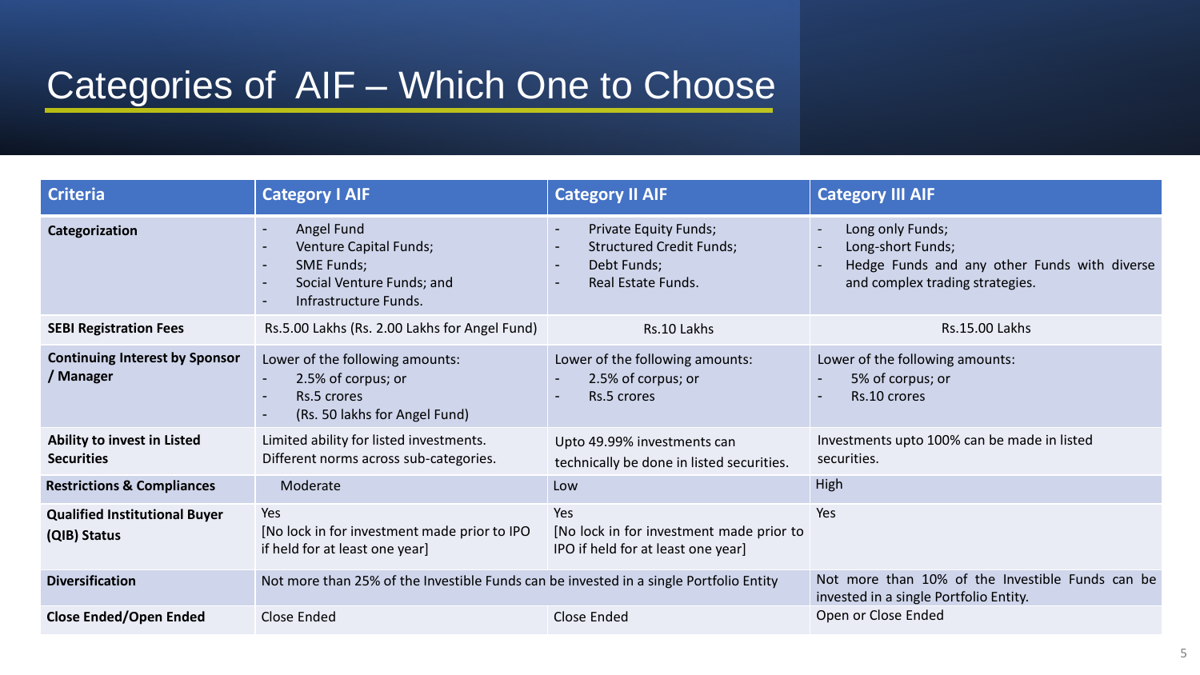# Categories of AIF – Which One to Choose

| Criteria | Category I AIF | Category II AIF | Category III AIF |
| --- | --- | --- | --- |
| **Categorization** | - Angel Fund<br>- Venture Capital Funds;<br>- SME Funds;<br>- Social Venture Funds; and<br>- Infrastructure Funds. | - Private Equity Funds;<br>- Structured Credit Funds;<br>- Debt Funds;<br>- Real Estate Funds. | - Long only Funds;<br>- Long-short Funds;<br>- Hedge Funds and any other Funds with diverse and complex trading strategies. |
| **SEBI Registration Fees** | Rs.5.00 Lakhs (Rs. 2.00 Lakhs for Angel Fund) | Rs.10 Lakhs | Rs.15.00 Lakhs |
| **Continuing Interest by Sponsor / Manager** | Lower of the following amounts:<br>- 2.5% of corpus; or<br>- Rs.5 crores<br>- (Rs. 50 lakhs for Angel Fund) | Lower of the following amounts:<br>- 2.5% of corpus; or<br>- Rs.5 crores | Lower of the following amounts:<br>- 5% of corpus; or<br>- Rs.10 crores |
| **Ability to invest in Listed Securities** | Limited ability for listed investments. Different norms across sub-categories. | Upto 49.99% investments can technically be done in listed securities. | Investments upto 100% can be made in listed securities. |
| **Restrictions & Compliances** | Moderate | Low | High |
| **Qualified Institutional Buyer (QIB) Status** | Yes<br>[No lock in for investment made prior to IPO if held for at least one year] | Yes<br>[No lock in for investment made prior to IPO if held for at least one year] | Yes |
| **Diversification** | Not more than 25% of the Investible Funds can be invested in a single Portfolio Entity | | Not more than 10% of the Investible Funds can be invested in a single Portfolio Entity. |
| **Close Ended/Open Ended** | Close Ended | Close Ended | Open or Close Ended |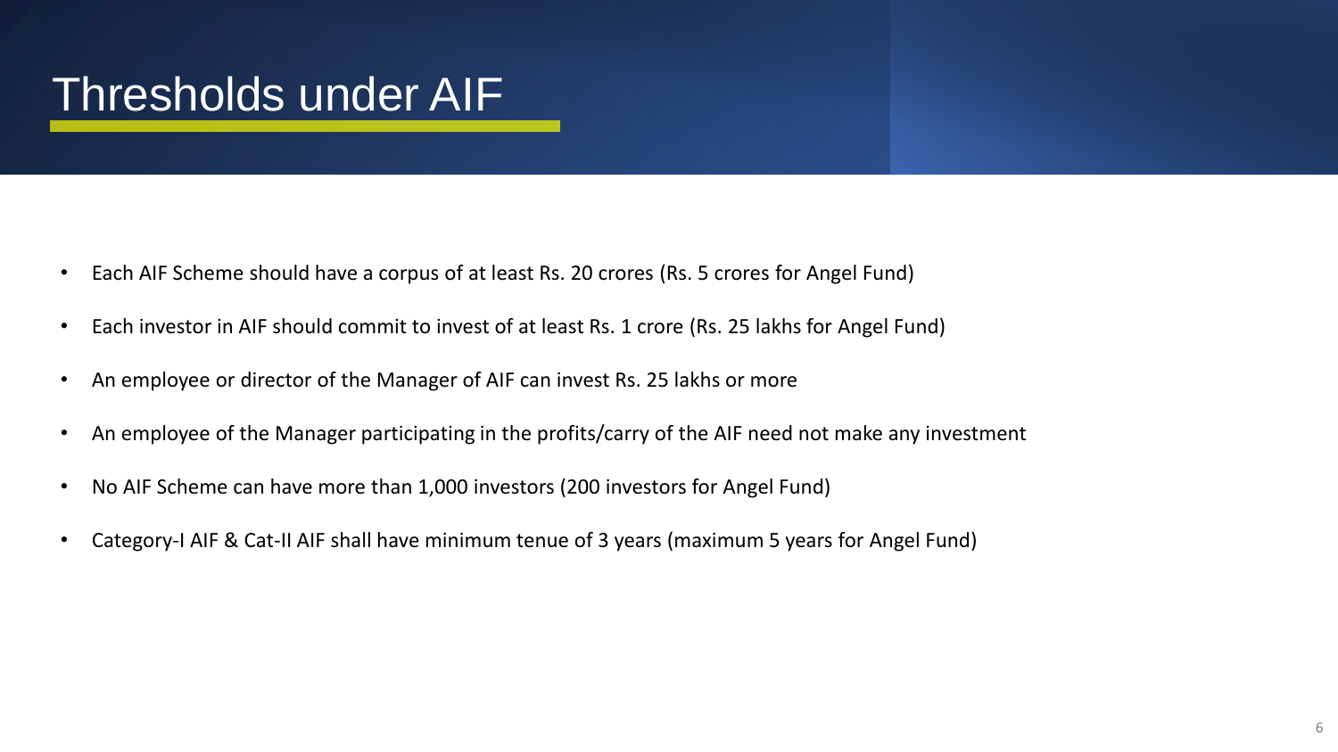# Thresholds under AIF

- Each AIF Scheme should have a corpus of at least Rs. 20 crores (Rs. 5 crores for Angel Fund)
- Each investor in AIF should commit to invest of at least Rs. 1 crore (Rs. 25 lakhs for Angel Fund)
- An employee or director of the Manager of AIF can invest Rs. 25 lakhs or more
- An employee of the Manager participating in the profits/carry of the AIF need not make any investment
- No AIF Scheme can have more than 1,000 investors (200 investors for Angel Fund)
- Category-I AIF & Cat-II AIF shall have minimum tenue of 3 years (maximum 5 years for Angel Fund)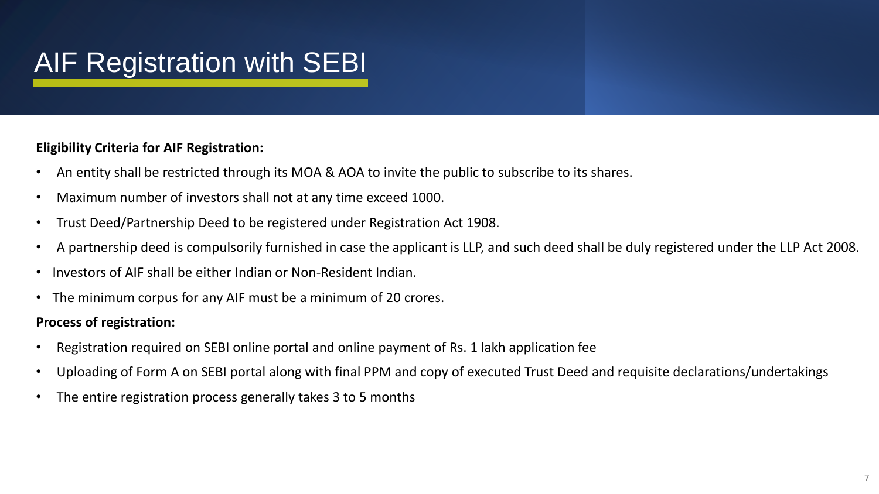# AIF Registration with SEBI

**Eligibility Criteria for AIF Registration:**

- An entity shall be restricted through its MOA & AOA to invite the public to subscribe to its shares.
- Maximum number of investors shall not at any time exceed 1000.
- Trust Deed/Partnership Deed to be registered under Registration Act 1908.
- A partnership deed is compulsorily furnished in case the applicant is LLP, and such deed shall be duly registered under the LLP Act 2008.
- Investors of AIF shall be either Indian or Non-Resident Indian.
- The minimum corpus for any AIF must be a minimum of 20 crores.

**Process of registration:**

- Registration required on SEBI online portal and online payment of Rs. 1 lakh application fee
- Uploading of Form A on SEBI portal along with final PPM and copy of executed Trust Deed and requisite declarations/undertakings
- The entire registration process generally takes 3 to 5 months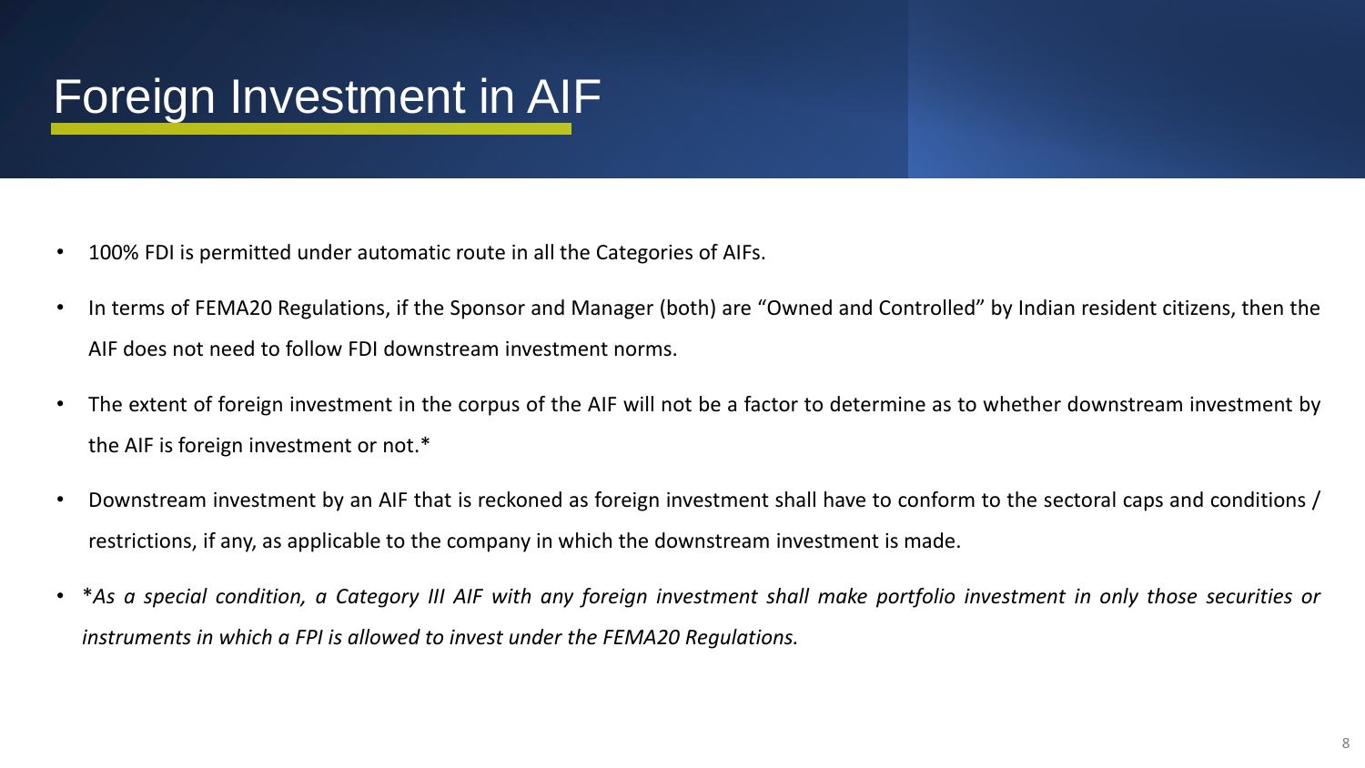# Foreign Investment in AIF

- 100% FDI is permitted under automatic route in all the Categories of AIFs.
- In terms of FEMA20 Regulations, if the Sponsor and Manager (both) are “Owned and Controlled” by Indian resident citizens, then the AIF does not need to follow FDI downstream investment norms.
- The extent of foreign investment in the corpus of the AIF will not be a factor to determine as to whether downstream investment by the AIF is foreign investment or not.*
- Downstream investment by an AIF that is reckoned as foreign investment shall have to conform to the sectoral caps and conditions / restrictions, if any, as applicable to the company in which the downstream investment is made.
- **As a special condition, a Category III AIF with any foreign investment shall make portfolio investment in only those securities or instruments in which a FPI is allowed to invest under the FEMA20 Regulations.*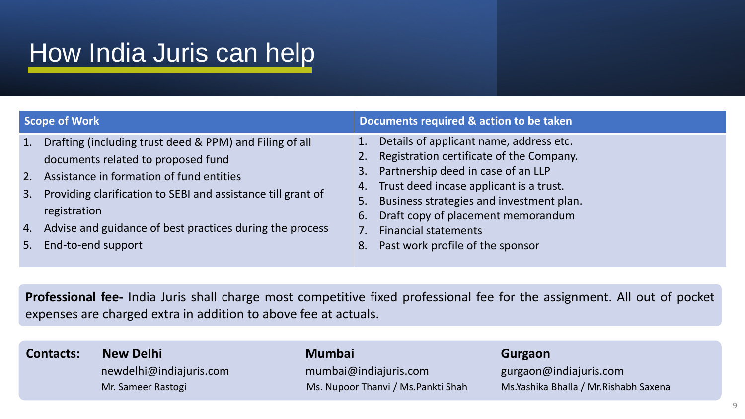# How India Juris can help

| Scope of Work | Documents required & action to be taken |
|---|---|
| 1. Drafting (including trust deed & PPM) and Filing of all documents related to proposed fund<br>2. Assistance in formation of fund entities<br>3. Providing clarification to SEBI and assistance till grant of registration<br>4. Advise and guidance of best practices during the process<br>5. End-to-end support | 1. Details of applicant name, address etc.<br>2. Registration certificate of the Company.<br>3. Partnership deed in case of an LLP<br>4. Trust deed incase applicant is a trust.<br>5. Business strategies and investment plan.<br>6. Draft copy of placement memorandum<br>7. Financial statements<br>8. Past work profile of the sponsor |

**Professional fee-** India Juris shall charge most competitive fixed professional fee for the assignment. All out of pocket expenses are charged extra in addition to above fee at actuals.

**Contacts:**

**New Delhi**
newdelhi@indiajuris.com
Mr. Sameer Rastogi

**Mumbai**
mumbai@indiajuris.com
Ms. Nupoor Thanvi / Ms.Pankti Shah

**Gurgaon**
gurgaon@indiajuris.com
Ms.Yashika Bhalla / Mr.Rishabh Saxena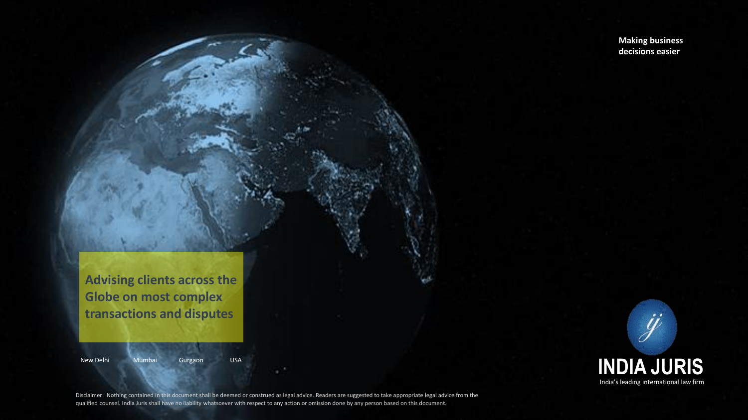Making business decisions easier

**Advising clients across the Globe on most complex transactions and disputes**

New Delhi Mumbai Gurgaon USA

**INDIA JURIS**

India's leading international law firm

Disclaimer: Nothing contained in this document shall be deemed or construed as legal advice. Readers are suggested to take appropriate legal advice from the qualified counsel. India Juris shall have no liability whatsoever with respect to any action or omission done by any person based on this document.